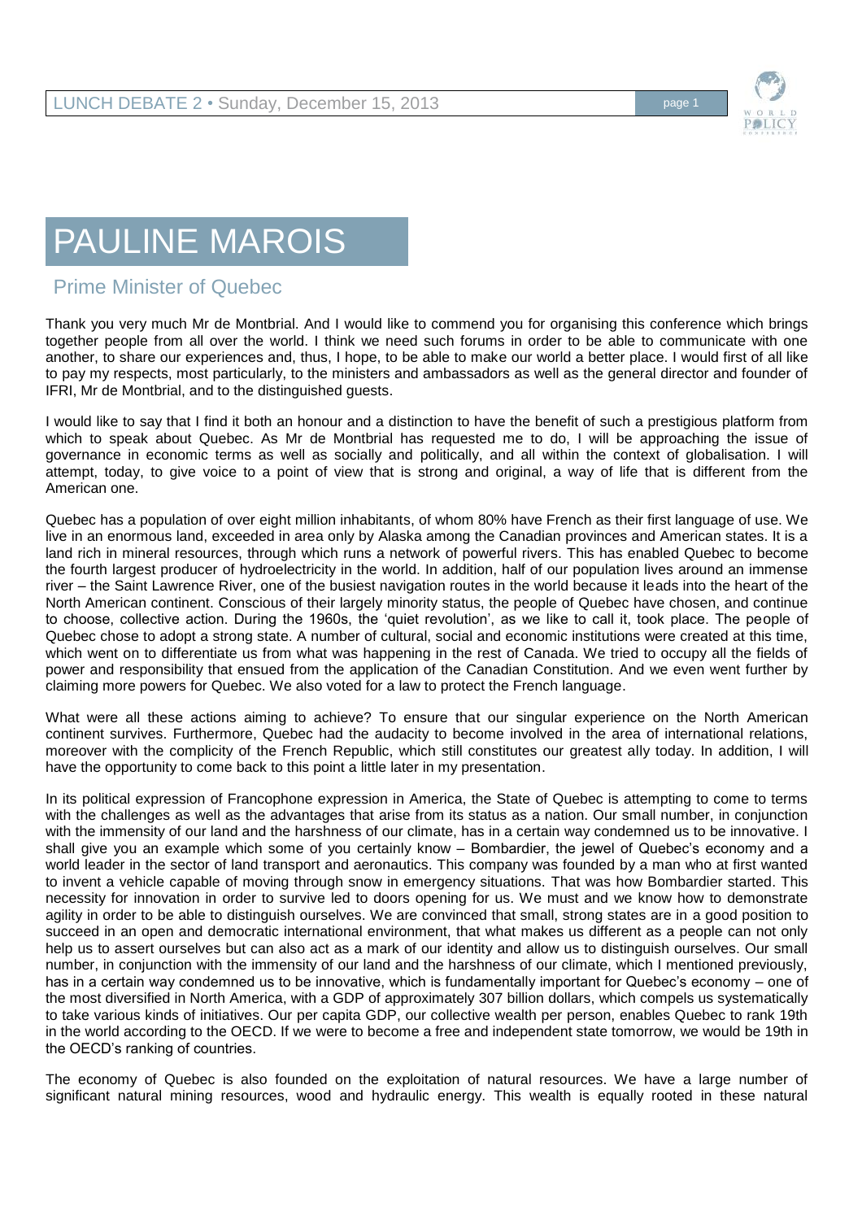# PAULINE MAROIS

## Prime Minister of Quebec

Thank you very much Mr de Montbrial. And I would like to commend you for organising this conference which brings together people from all over the world. I think we need such forums in order to be able to communicate with one another, to share our experiences and, thus, I hope, to be able to make our world a better place. I would first of all like to pay my respects, most particularly, to the ministers and ambassadors as well as the general director and founder of IFRI, Mr de Montbrial, and to the distinguished guests.

I would like to say that I find it both an honour and a distinction to have the benefit of such a prestigious platform from which to speak about Quebec. As Mr de Montbrial has requested me to do, I will be approaching the issue of governance in economic terms as well as socially and politically, and all within the context of globalisation. I will attempt, today, to give voice to a point of view that is strong and original, a way of life that is different from the American one.

Quebec has a population of over eight million inhabitants, of whom 80% have French as their first language of use. We live in an enormous land, exceeded in area only by Alaska among the Canadian provinces and American states. It is a land rich in mineral resources, through which runs a network of powerful rivers. This has enabled Quebec to become the fourth largest producer of hydroelectricity in the world. In addition, half of our population lives around an immense river – the Saint Lawrence River, one of the busiest navigation routes in the world because it leads into the heart of the North American continent. Conscious of their largely minority status, the people of Quebec have chosen, and continue to choose, collective action. During the 1960s, the 'quiet revolution', as we like to call it, took place. The people of Quebec chose to adopt a strong state. A number of cultural, social and economic institutions were created at this time, which went on to differentiate us from what was happening in the rest of Canada. We tried to occupy all the fields of power and responsibility that ensued from the application of the Canadian Constitution. And we even went further by claiming more powers for Quebec. We also voted for a law to protect the French language.

What were all these actions aiming to achieve? To ensure that our singular experience on the North American continent survives. Furthermore, Quebec had the audacity to become involved in the area of international relations, moreover with the complicity of the French Republic, which still constitutes our greatest ally today. In addition, I will have the opportunity to come back to this point a little later in my presentation.

In its political expression of Francophone expression in America, the State of Quebec is attempting to come to terms with the challenges as well as the advantages that arise from its status as a nation. Our small number, in conjunction with the immensity of our land and the harshness of our climate, has in a certain way condemned us to be innovative. I shall give you an example which some of you certainly know – Bombardier, the jewel of Quebec's economy and a world leader in the sector of land transport and aeronautics. This company was founded by a man who at first wanted to invent a vehicle capable of moving through snow in emergency situations. That was how Bombardier started. This necessity for innovation in order to survive led to doors opening for us. We must and we know how to demonstrate agility in order to be able to distinguish ourselves. We are convinced that small, strong states are in a good position to succeed in an open and democratic international environment, that what makes us different as a people can not only help us to assert ourselves but can also act as a mark of our identity and allow us to distinguish ourselves. Our small number, in conjunction with the immensity of our land and the harshness of our climate, which I mentioned previously, has in a certain way condemned us to be innovative, which is fundamentally important for Quebec's economy – one of the most diversified in North America, with a GDP of approximately 307 billion dollars, which compels us systematically to take various kinds of initiatives. Our per capita GDP, our collective wealth per person, enables Quebec to rank 19th in the world according to the OECD. If we were to become a free and independent state tomorrow, we would be 19th in the OECD's ranking of countries.

The economy of Quebec is also founded on the exploitation of natural resources. We have a large number of significant natural mining resources, wood and hydraulic energy. This wealth is equally rooted in these natural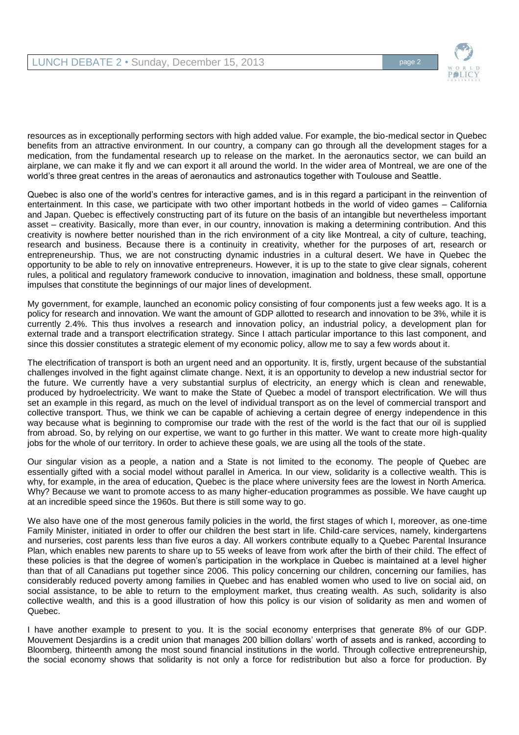resources as in exceptionally performing sectors with high added value. For example, the bio-medical sector in Quebec benefits from an attractive environment. In our country, a company can go through all the development stages for a medication, from the fundamental research up to release on the market. In the aeronautics sector, we can build an airplane, we can make it fly and we can export it all around the world. In the wider area of Montreal, we are one of the world's three great centres in the areas of aeronautics and astronautics together with Toulouse and Seattle.

Quebec is also one of the world's centres for interactive games, and is in this regard a participant in the reinvention of entertainment. In this case, we participate with two other important hotbeds in the world of video games – California and Japan. Quebec is effectively constructing part of its future on the basis of an intangible but nevertheless important asset – creativity. Basically, more than ever, in our country, innovation is making a determining contribution. And this creativity is nowhere better nourished than in the rich environment of a city like Montreal, a city of culture, teaching, research and business. Because there is a continuity in creativity, whether for the purposes of art, research or entrepreneurship. Thus, we are not constructing dynamic industries in a cultural desert. We have in Quebec the opportunity to be able to rely on innovative entrepreneurs. However, it is up to the state to give clear signals, coherent rules, a political and regulatory framework conducive to innovation, imagination and boldness, these small, opportune impulses that constitute the beginnings of our major lines of development.

My government, for example, launched an economic policy consisting of four components just a few weeks ago. It is a policy for research and innovation. We want the amount of GDP allotted to research and innovation to be 3%, while it is currently 2.4%. This thus involves a research and innovation policy, an industrial policy, a development plan for external trade and a transport electrification strategy. Since I attach particular importance to this last component, and since this dossier constitutes a strategic element of my economic policy, allow me to say a few words about it.

The electrification of transport is both an urgent need and an opportunity. It is, firstly, urgent because of the substantial challenges involved in the fight against climate change. Next, it is an opportunity to develop a new industrial sector for the future. We currently have a very substantial surplus of electricity, an energy which is clean and renewable, produced by hydroelectricity. We want to make the State of Quebec a model of transport electrification. We will thus set an example in this regard, as much on the level of individual transport as on the level of commercial transport and collective transport. Thus, we think we can be capable of achieving a certain degree of energy independence in this way because what is beginning to compromise our trade with the rest of the world is the fact that our oil is supplied from abroad. So, by relying on our expertise, we want to go further in this matter. We want to create more high-quality jobs for the whole of our territory. In order to achieve these goals, we are using all the tools of the state.

Our singular vision as a people, a nation and a State is not limited to the economy. The people of Quebec are essentially gifted with a social model without parallel in America. In our view, solidarity is a collective wealth. This is why, for example, in the area of education, Quebec is the place where university fees are the lowest in North America. Why? Because we want to promote access to as many higher-education programmes as possible. We have caught up at an incredible speed since the 1960s. But there is still some way to go.

We also have one of the most generous family policies in the world, the first stages of which I, moreover, as one-time Family Minister, initiated in order to offer our children the best start in life. Child-care services, namely, kindergartens and nurseries, cost parents less than five euros a day. All workers contribute equally to a Quebec Parental Insurance Plan, which enables new parents to share up to 55 weeks of leave from work after the birth of their child. The effect of these policies is that the degree of women's participation in the workplace in Quebec is maintained at a level higher than that of all Canadians put together since 2006. This policy concerning our children, concerning our families, has considerably reduced poverty among families in Quebec and has enabled women who used to live on social aid, on social assistance, to be able to return to the employment market, thus creating wealth. As such, solidarity is also collective wealth, and this is a good illustration of how this policy is our vision of solidarity as men and women of Quebec.

I have another example to present to you. It is the social economy enterprises that generate 8% of our GDP. Mouvement Desjardins is a credit union that manages 200 billion dollars' worth of assets and is ranked, according to Bloomberg, thirteenth among the most sound financial institutions in the world. Through collective entrepreneurship, the social economy shows that solidarity is not only a force for redistribution but also a force for production. By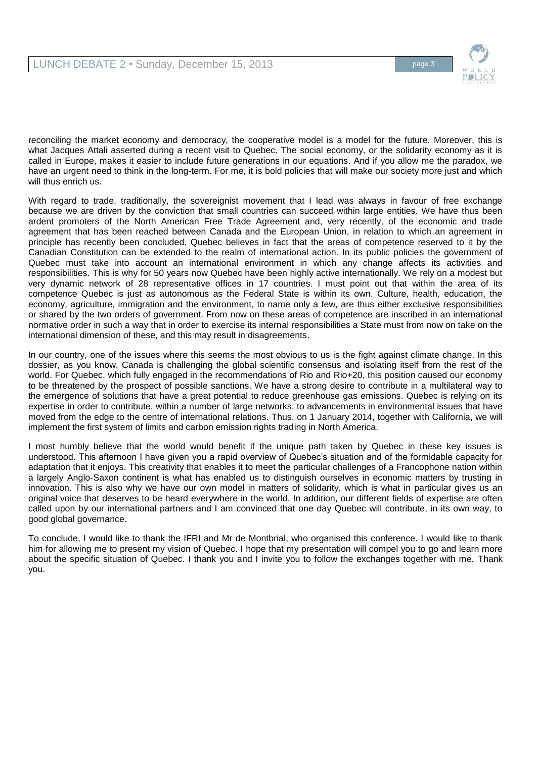reconciling the market economy and democracy, the cooperative model is a model for the future. Moreover, this is what Jacques Attali asserted during a recent visit to Quebec. The social economy, or the solidarity economy as it is called in Europe, makes it easier to include future generations in our equations. And if you allow me the paradox, we have an urgent need to think in the long-term. For me, it is bold policies that will make our society more just and which will thus enrich us.

With regard to trade, traditionally, the sovereignist movement that I lead was always in favour of free exchange because we are driven by the conviction that small countries can succeed within large entities. We have thus been ardent promoters of the North American Free Trade Agreement and, very recently, of the economic and trade agreement that has been reached between Canada and the European Union, in relation to which an agreement in principle has recently been concluded. Quebec believes in fact that the areas of competence reserved to it by the Canadian Constitution can be extended to the realm of international action. In its public policies the government of Quebec must take into account an international environment in which any change affects its activities and responsibilities. This is why for 50 years now Quebec have been highly active internationally. We rely on a modest but very dynamic network of 28 representative offices in 17 countries. I must point out that within the area of its competence Quebec is just as autonomous as the Federal State is within its own. Culture, health, education, the economy, agriculture, immigration and the environment, to name only a few, are thus either exclusive responsibilities or shared by the two orders of government. From now on these areas of competence are inscribed in an international normative order in such a way that in order to exercise its internal responsibilities a State must from now on take on the international dimension of these, and this may result in disagreements.

In our country, one of the issues where this seems the most obvious to us is the fight against climate change. In this dossier, as you know, Canada is challenging the global scientific consensus and isolating itself from the rest of the world. For Quebec, which fully engaged in the recommendations of Rio and Rio+20, this position caused our economy to be threatened by the prospect of possible sanctions. We have a strong desire to contribute in a multilateral way to the emergence of solutions that have a great potential to reduce greenhouse gas emissions. Quebec is relying on its expertise in order to contribute, within a number of large networks, to advancements in environmental issues that have moved from the edge to the centre of international relations. Thus, on 1 January 2014, together with California, we will implement the first system of limits and carbon emission rights trading in North America.

I most humbly believe that the world would benefit if the unique path taken by Quebec in these key issues is understood. This afternoon I have given you a rapid overview of Quebec's situation and of the formidable capacity for adaptation that it enjoys. This creativity that enables it to meet the particular challenges of a Francophone nation within a largely Anglo-Saxon continent is what has enabled us to distinguish ourselves in economic matters by trusting in innovation. This is also why we have our own model in matters of solidarity, which is what in particular gives us an original voice that deserves to be heard everywhere in the world. In addition, our different fields of expertise are often called upon by our international partners and I am convinced that one day Quebec will contribute, in its own way, to good global governance.

To conclude, I would like to thank the IFRI and Mr de Montbrial, who organised this conference. I would like to thank him for allowing me to present my vision of Quebec. I hope that my presentation will compel you to go and learn more about the specific situation of Quebec. I thank you and I invite you to follow the exchanges together with me. Thank you.